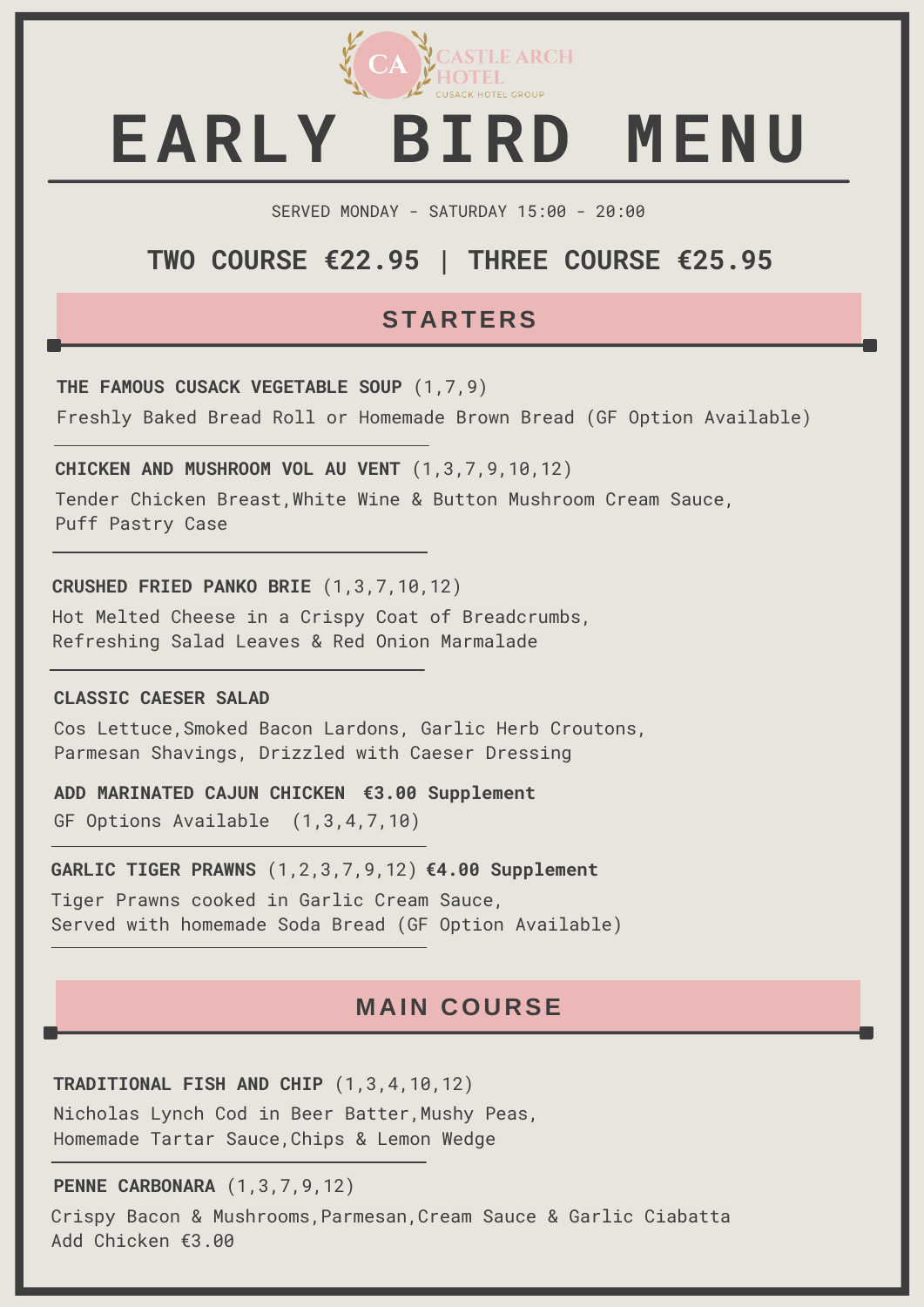CASTLE ARCH HOTEL
CUSACK HOTEL GROUP

# EARLY BIRD MENU

SERVED MONDAY - SATURDAY 15:00 - 20:00

**TWO COURSE €22.95 | THREE COURSE €25.95**

## STARTERS

**THE FAMOUS CUSACK VEGETABLE SOUP** (1,7,9)
Freshly Baked Bread Roll or Homemade Brown Bread (GF Option Available)

---

**CHICKEN AND MUSHROOM VOL AU VENT** (1,3,7,9,10,12)
Tender Chicken Breast,White Wine & Button Mushroom Cream Sauce,
Puff Pastry Case

---

**CRUSHED FRIED PANKO BRIE** (1,3,7,10,12)
Hot Melted Cheese in a Crispy Coat of Breadcrumbs,
Refreshing Salad Leaves & Red Onion Marmalade

---

**CLASSIC CAESER SALAD**
Cos Lettuce,Smoked Bacon Lardons, Garlic Herb Croutons,
Parmesan Shavings, Drizzled with Caeser Dressing

**ADD MARINATED CAJUN CHICKEN €3.00 Supplement**
GF Options Available (1,3,4,7,10)

---

**GARLIC TIGER PRAWNS** (1,2,3,7,9,12) **€4.00 Supplement**
Tiger Prawns cooked in Garlic Cream Sauce,
Served with homemade Soda Bread (GF Option Available)

---

## MAIN COURSE

**TRADITIONAL FISH AND CHIP** (1,3,4,10,12)
Nicholas Lynch Cod in Beer Batter,Mushy Peas,
Homemade Tartar Sauce,Chips & Lemon Wedge

---

**PENNE CARBONARA** (1,3,7,9,12)
Crispy Bacon & Mushrooms,Parmesan,Cream Sauce & Garlic Ciabatta
Add Chicken €3.00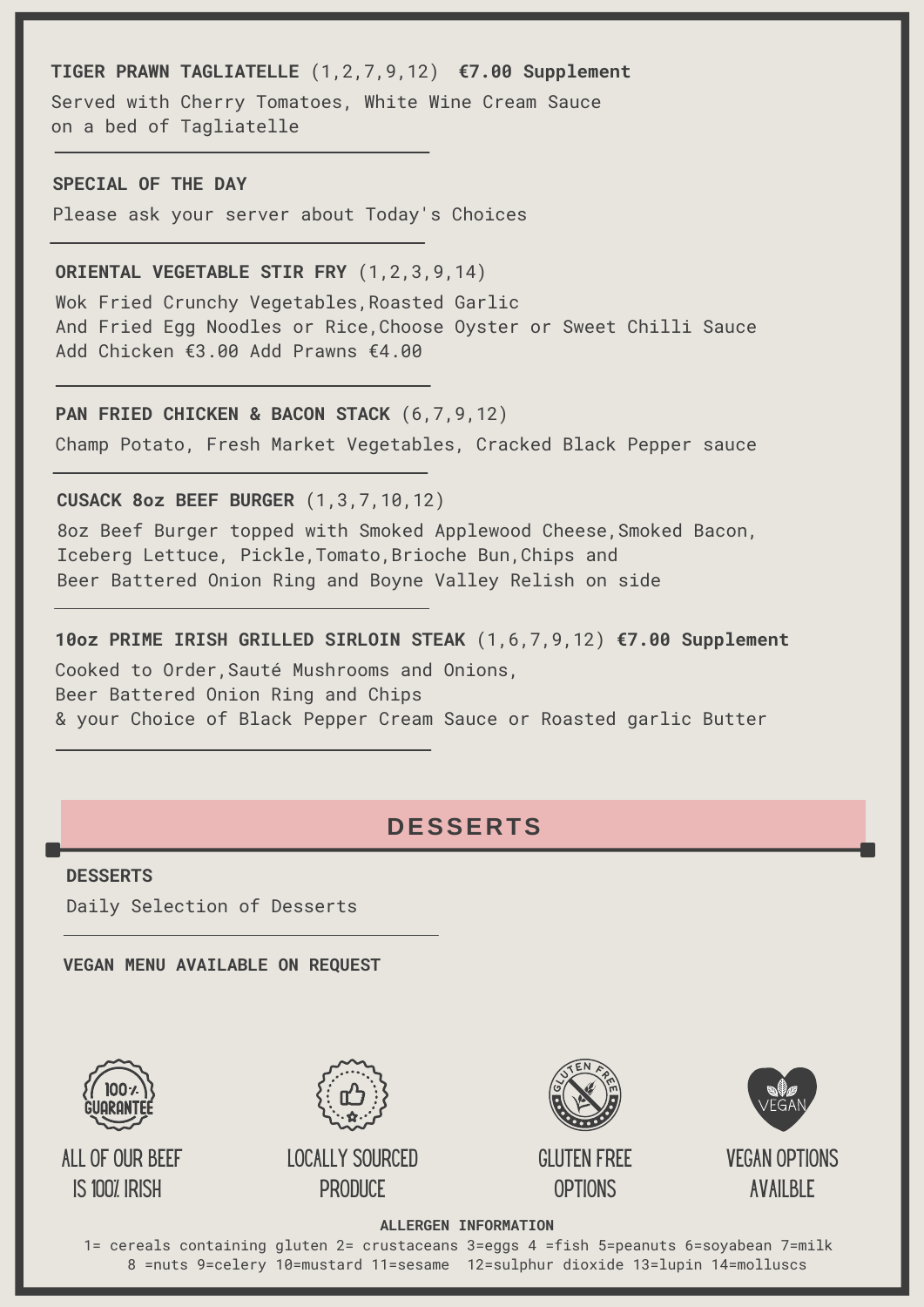**TIGER PRAWN TAGLIATELLE** (1,2,7,9,12) **€7.00 Supplement**

Served with Cherry Tomatoes, White Wine Cream Sauce
on a bed of Tagliatelle

---

**SPECIAL OF THE DAY**

Please ask your server about Today's Choices

---

**ORIENTAL VEGETABLE STIR FRY** (1,2,3,9,14)

Wok Fried Crunchy Vegetables,Roasted Garlic
And Fried Egg Noodles or Rice,Choose Oyster or Sweet Chilli Sauce
Add Chicken €3.00 Add Prawns €4.00

---

**PAN FRIED CHICKEN & BACON STACK** (6,7,9,12)

Champ Potato, Fresh Market Vegetables, Cracked Black Pepper sauce

---

**CUSACK 8oz BEEF BURGER** (1,3,7,10,12)

8oz Beef Burger topped with Smoked Applewood Cheese,Smoked Bacon,
Iceberg Lettuce, Pickle,Tomato,Brioche Bun,Chips and
Beer Battered Onion Ring and Boyne Valley Relish on side

---

**10oz PRIME IRISH GRILLED SIRLOIN STEAK** (1,6,7,9,12) **€7.00 Supplement**

Cooked to Order,Sauté Mushrooms and Onions,
Beer Battered Onion Ring and Chips
& your Choice of Black Pepper Cream Sauce or Roasted garlic Butter

---

## DESSERTS

**DESSERTS**

Daily Selection of Desserts

---

**VEGAN MENU AVAILABLE ON REQUEST**

ALL OF OUR BEEF IS 100% IRISH

LOCALLY SOURCED PRODUCE

GLUTEN FREE OPTIONS

VEGAN OPTIONS AVAILBLE

**ALLERGEN INFORMATION**

1= cereals containing gluten 2= crustaceans 3=eggs 4 =fish 5=peanuts 6=soyabean 7=milk 8 =nuts 9=celery 10=mustard 11=sesame 12=sulphur dioxide 13=lupin 14=molluscs